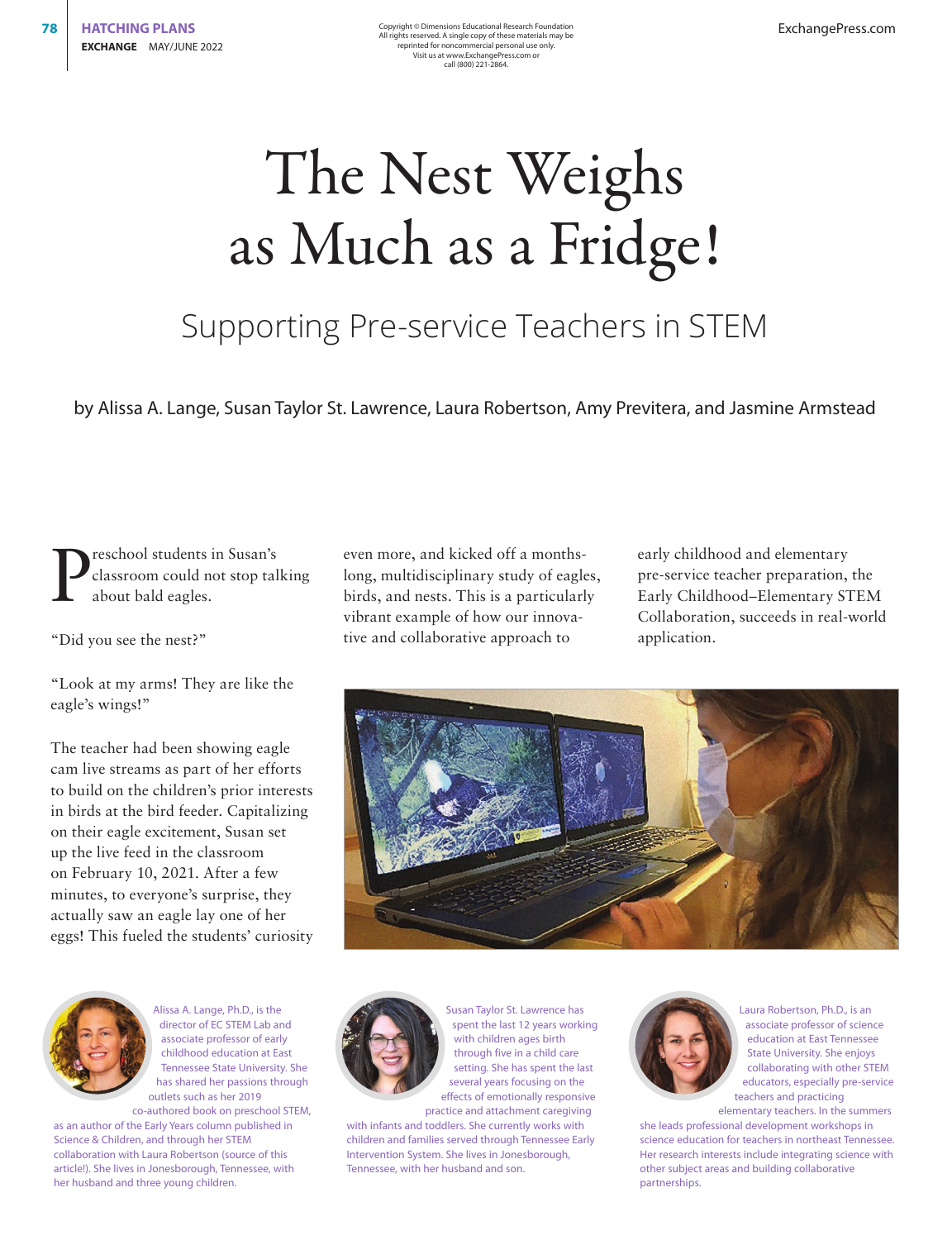# The Nest Weighs as Much as a Fridge!

## Supporting Pre-service Teachers in STEM

by Alissa A. Lange, Susan Taylor St. Lawrence, Laura Robertson, Amy Previtera, and Jasmine Armstead

Preschool students in Susan's classroom could not stop talking about bald eagles.

"Did you see the nest?"

"Look at my arms! They are like the eagle's wings!"

The teacher had been showing eagle cam live streams as part of her efforts to build on the children's prior interests in birds at the bird feeder. Capitalizing on their eagle excitement, Susan set up the live feed in the classroom on February 10, 2021. After a few minutes, to everyone's surprise, they actually saw an eagle lay one of her eggs! This fueled the students' curiosity even more, and kicked off a months-long, multidisciplinary study of eagles, birds, and nests. This is a particularly vibrant example of how our innovative and collaborative approach to early childhood and elementary pre-service teacher preparation, the Early Childhood–Elementary STEM Collaboration, succeeds in real-world application.

Alissa A. Lange, Ph.D., is the director of EC STEM Lab and associate professor of early childhood education at East Tennessee State University. She has shared her passions through outlets such as her 2019 co-authored book on preschool STEM, as an author of the Early Years column published in Science & Children, and through her STEM collaboration with Laura Robertson (source of this article!). She lives in Jonesborough, Tennessee, with her husband and three young children.

Susan Taylor St. Lawrence has spent the last 12 years working with children ages birth through five in a child care setting. She has spent the last several years focusing on the effects of emotionally responsive practice and attachment caregiving with infants and toddlers. She currently works with children and families served through Tennessee Early Intervention System. She lives in Jonesborough, Tennessee, with her husband and son.

Laura Robertson, Ph.D., is an associate professor of science education at East Tennessee State University. She enjoys collaborating with other STEM educators, especially pre-service teachers and practicing elementary teachers. In the summers she leads professional development workshops in science education for teachers in northeast Tennessee. Her research interests include integrating science with other subject areas and building collaborative partnerships.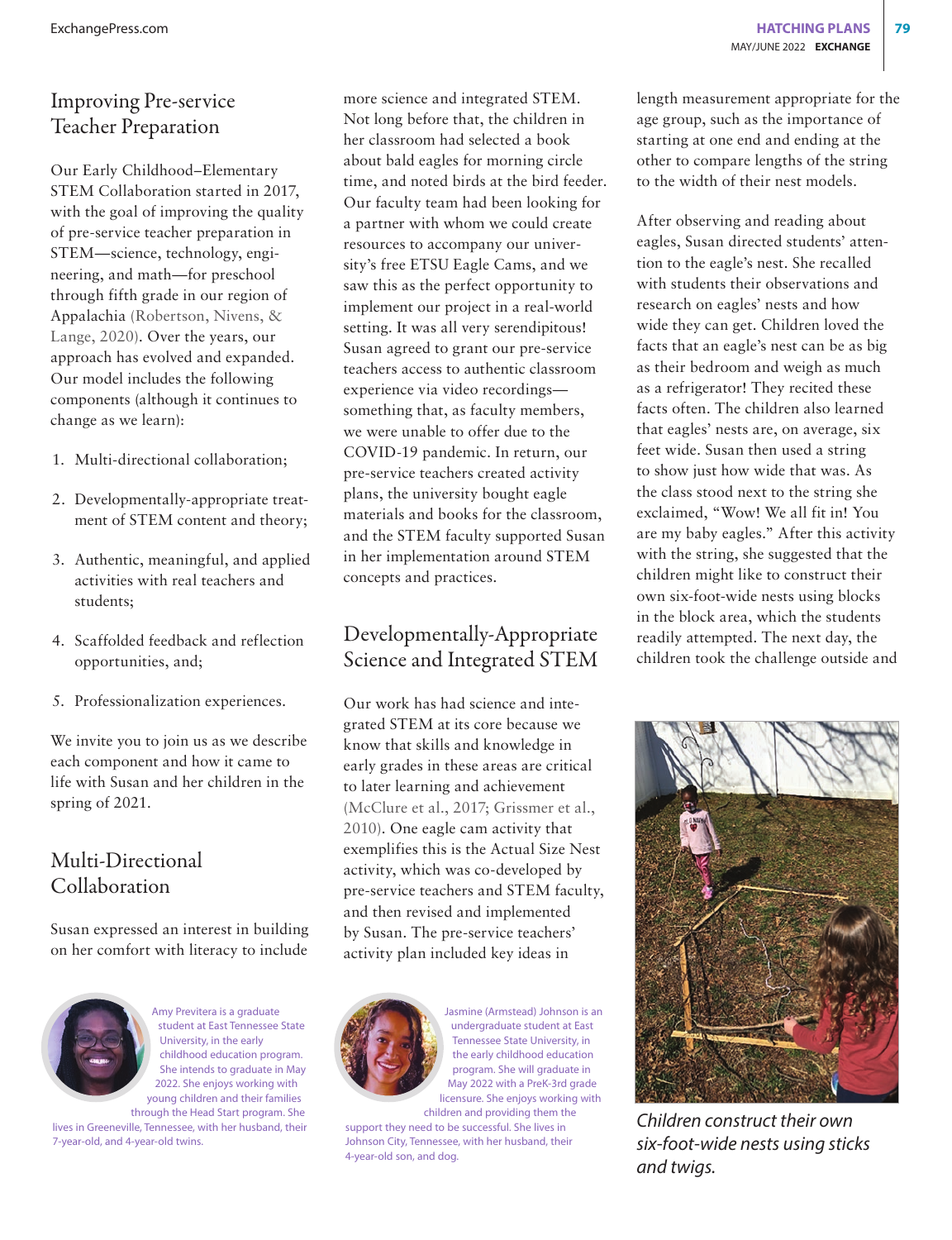## Improving Pre-service Teacher Preparation

Our Early Childhood–Elementary STEM Collaboration started in 2017, with the goal of improving the quality of pre-service teacher preparation in STEM—science, technology, engineering, and math—for preschool through fifth grade in our region of Appalachia (Robertson, Nivens, & Lange, 2020). Over the years, our approach has evolved and expanded. Our model includes the following components (although it continues to change as we learn):

1. Multi-directional collaboration;
2. Developmentally-appropriate treatment of STEM content and theory;
3. Authentic, meaningful, and applied activities with real teachers and students;
4. Scaffolded feedback and reflection opportunities, and;
5. Professionalization experiences.

We invite you to join us as we describe each component and how it came to life with Susan and her children in the spring of 2021.

## Multi-Directional Collaboration

Susan expressed an interest in building on her comfort with literacy to include more science and integrated STEM. Not long before that, the children in her classroom had selected a book about bald eagles for morning circle time, and noted birds at the bird feeder. Our faculty team had been looking for a partner with whom we could create resources to accompany our university's free ETSU Eagle Cams, and we saw this as the perfect opportunity to implement our project in a real-world setting. It was all very serendipitous! Susan agreed to grant our pre-service teachers access to authentic classroom experience via video recordings—something that, as faculty members, we were unable to offer due to the COVID-19 pandemic. In return, our pre-service teachers created activity plans, the university bought eagle materials and books for the classroom, and the STEM faculty supported Susan in her implementation around STEM concepts and practices.

## Developmentally-Appropriate Science and Integrated STEM

Our work has had science and integrated STEM at its core because we know that skills and knowledge in early grades in these areas are critical to later learning and achievement (McClure et al., 2017; Grissmer et al., 2010). One eagle cam activity that exemplifies this is the Actual Size Nest activity, which was co-developed by pre-service teachers and STEM faculty, and then revised and implemented by Susan. The pre-service teachers' activity plan included key ideas in length measurement appropriate for the age group, such as the importance of starting at one end and ending at the other to compare lengths of the string to the width of their nest models.

After observing and reading about eagles, Susan directed students' attention to the eagle's nest. She recalled with students their observations and research on eagles' nests and how wide they can get. Children loved the facts that an eagle's nest can be as big as their bedroom and weigh as much as a refrigerator! They recited these facts often. The children also learned that eagles' nests are, on average, six feet wide. Susan then used a string to show just how wide that was. As the class stood next to the string she exclaimed, "Wow! We all fit in! You are my baby eagles." After this activity with the string, she suggested that the children might like to construct their own six-foot-wide nests using blocks in the block area, which the students readily attempted. The next day, the children took the challenge outside and

*Children construct their own six-foot-wide nests using sticks and twigs.*

Amy Previtera is a graduate student at East Tennessee State University, in the early childhood education program. She intends to graduate in May 2022. She enjoys working with young children and their families through the Head Start program. She lives in Greeneville, Tennessee, with her husband, their 7-year-old, and 4-year-old twins.

Jasmine (Armstead) Johnson is an undergraduate student at East Tennessee State University, in the early childhood education program. She will graduate in May 2022 with a PreK-3rd grade licensure. She enjoys working with children and providing them the support they need to be successful. She lives in Johnson City, Tennessee, with her husband, their 4-year-old son, and dog.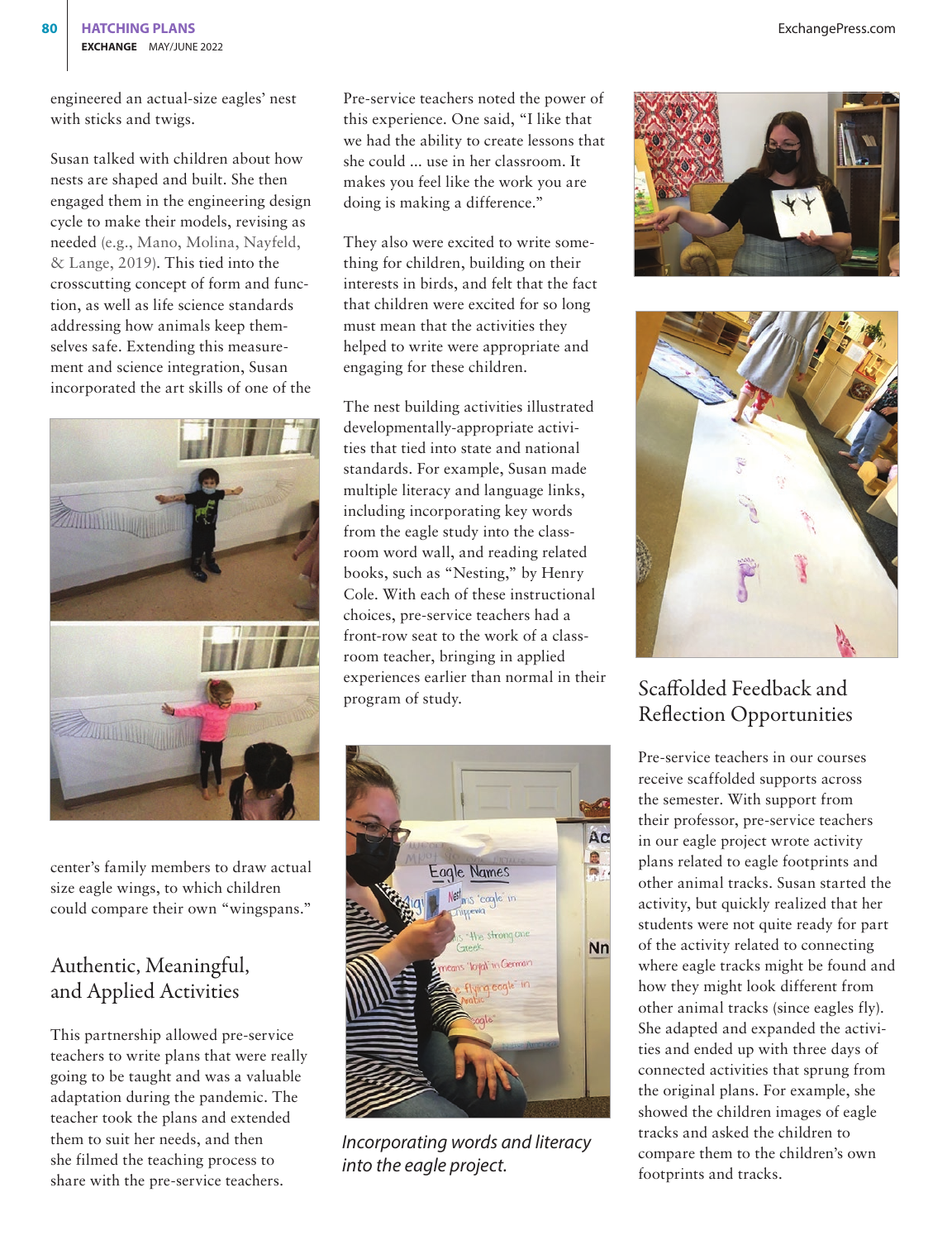engineered an actual-size eagles' nest with sticks and twigs.

Susan talked with children about how nests are shaped and built. She then engaged them in the engineering design cycle to make their models, revising as needed (e.g., Mano, Molina, Nayfeld, & Lange, 2019). This tied into the crosscutting concept of form and function, as well as life science standards addressing how animals keep themselves safe. Extending this measurement and science integration, Susan incorporated the art skills of one of the center's family members to draw actual size eagle wings, to which children could compare their own "wingspans."

## Authentic, Meaningful, and Applied Activities

This partnership allowed pre-service teachers to write plans that were really going to be taught and was a valuable adaptation during the pandemic. The teacher took the plans and extended them to suit her needs, and then she filmed the teaching process to share with the pre-service teachers.

Pre-service teachers noted the power of this experience. One said, "I like that we had the ability to create lessons that she could ... use in her classroom. It makes you feel like the work you are doing is making a difference."

They also were excited to write something for children, building on their interests in birds, and felt that the fact that children were excited for so long must mean that the activities they helped to write were appropriate and engaging for these children.

The nest building activities illustrated developmentally-appropriate activities that tied into state and national standards. For example, Susan made multiple literacy and language links, including incorporating key words from the eagle study into the classroom word wall, and reading related books, such as "Nesting," by Henry Cole. With each of these instructional choices, pre-service teachers had a front-row seat to the work of a classroom teacher, bringing in applied experiences earlier than normal in their program of study.

*Incorporating words and literacy into the eagle project.*

## Scaffolded Feedback and Reflection Opportunities

Pre-service teachers in our courses receive scaffolded supports across the semester. With support from their professor, pre-service teachers in our eagle project wrote activity plans related to eagle footprints and other animal tracks. Susan started the activity, but quickly realized that her students were not quite ready for part of the activity related to connecting where eagle tracks might be found and how they might look different from other animal tracks (since eagles fly). She adapted and expanded the activities and ended up with three days of connected activities that sprung from the original plans. For example, she showed the children images of eagle tracks and asked the children to compare them to the children's own footprints and tracks.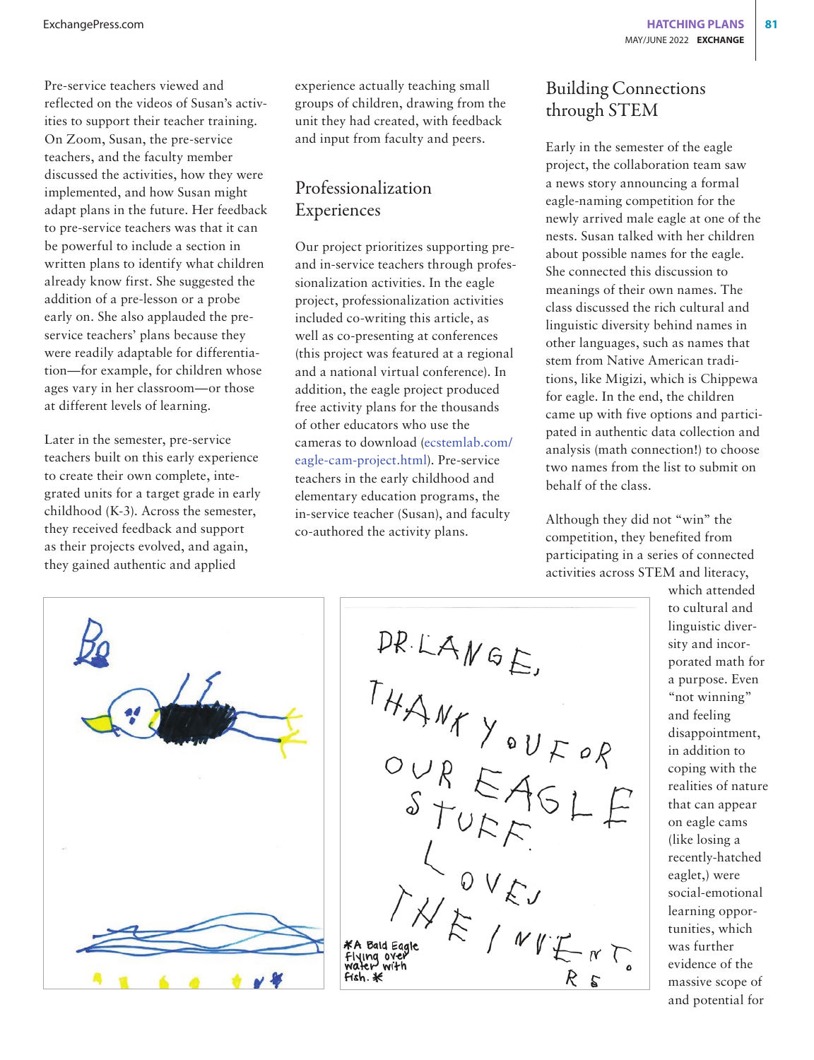Pre-service teachers viewed and reflected on the videos of Susan's activities to support their teacher training. On Zoom, Susan, the pre-service teachers, and the faculty member discussed the activities, how they were implemented, and how Susan might adapt plans in the future. Her feedback to pre-service teachers was that it can be powerful to include a section in written plans to identify what children already know first. She suggested the addition of a pre-lesson or a probe early on. She also applauded the pre-service teachers' plans because they were readily adaptable for differentiation—for example, for children whose ages vary in her classroom—or those at different levels of learning.

Later in the semester, pre-service teachers built on this early experience to create their own complete, integrated units for a target grade in early childhood (K-3). Across the semester, they received feedback and support as their projects evolved, and again, they gained authentic and applied experience actually teaching small groups of children, drawing from the unit they had created, with feedback and input from faculty and peers.

## Professionalization Experiences

Our project prioritizes supporting pre- and in-service teachers through professionalization activities. In the eagle project, professionalization activities included co-writing this article, as well as co-presenting at conferences (this project was featured at a regional and a national virtual conference). In addition, the eagle project produced free activity plans for the thousands of other educators who use the cameras to download (ecstemlab.com/eagle-cam-project.html). Pre-service teachers in the early childhood and elementary education programs, the in-service teacher (Susan), and faculty co-authored the activity plans.

## Building Connections through STEM

Early in the semester of the eagle project, the collaboration team saw a news story announcing a formal eagle-naming competition for the newly arrived male eagle at one of the nests. Susan talked with her children about possible names for the eagle. She connected this discussion to meanings of their own names. The class discussed the rich cultural and linguistic diversity behind names in other languages, such as names that stem from Native American traditions, like Migizi, which is Chippewa for eagle. In the end, the children came up with five options and participated in authentic data collection and analysis (math connection!) to choose two names from the list to submit on behalf of the class.

Although they did not "win" the competition, they benefited from participating in a series of connected activities across STEM and literacy, which attended to cultural and linguistic diversity and incorporated math for a purpose. Even "not winning" and feeling disappointment, in addition to coping with the realities of nature that can appear on eagle cams (like losing a recently-hatched eaglet,) were social-emotional learning opportunities, which was further evidence of the massive scope of and potential for

*A Bald Eagle flying over water with fish.*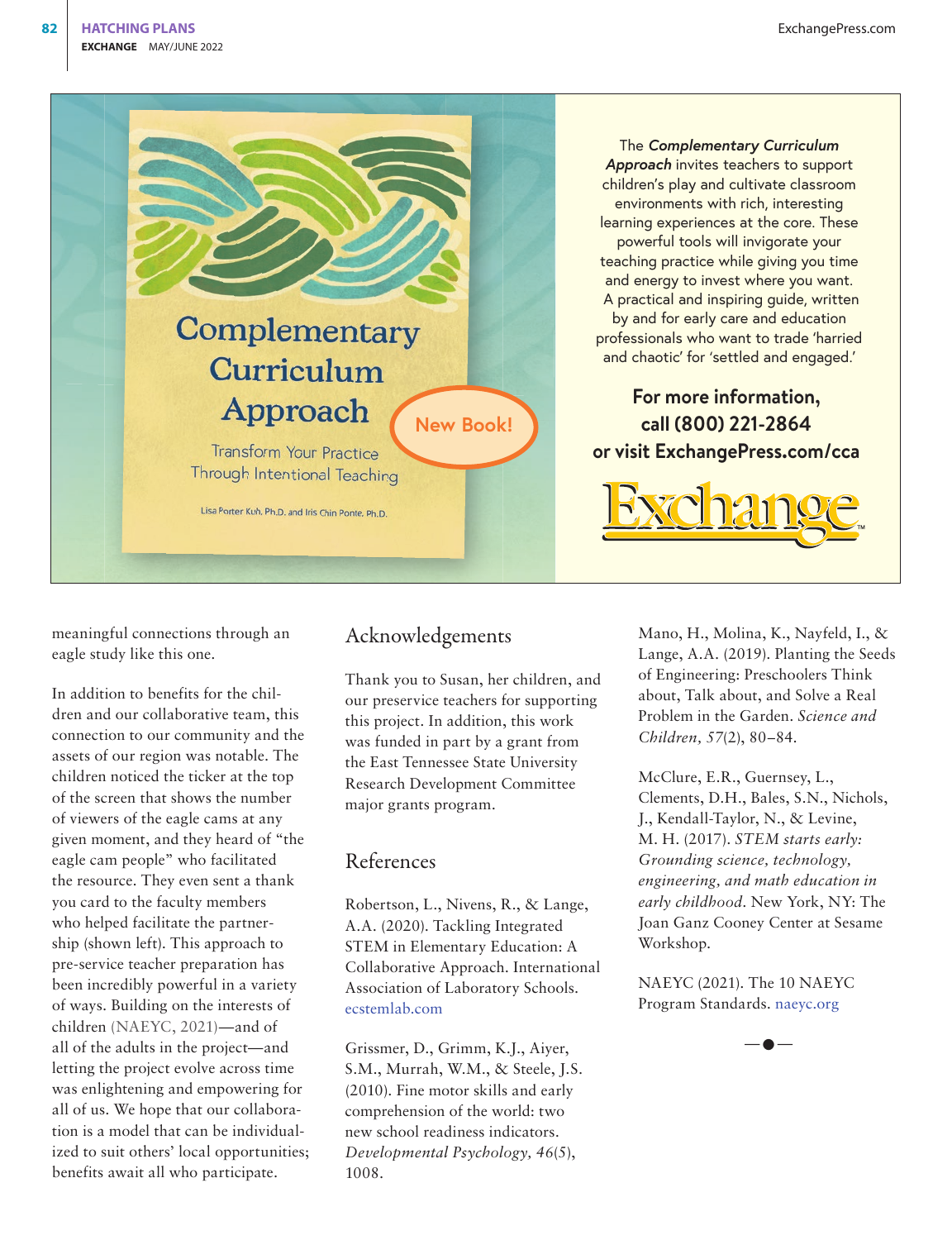The ***Complementary Curriculum Approach*** invites teachers to support children's play and cultivate classroom environments with rich, interesting learning experiences at the core. These powerful tools will invigorate your teaching practice while giving you time and energy to invest where you want. A practical and inspiring guide, written by and for early care and education professionals who want to trade 'harried and chaotic' for 'settled and engaged.'

**For more information, call (800) 221-2864 or visit ExchangePress.com/cca**

Complementary Curriculum Approach

Transform Your Practice Through Intentional Teaching

Lisa Porter Kuh, Ph.D. and Iris Chin Ponte, Ph.D.

New Book!

Exchange

meaningful connections through an eagle study like this one.

In addition to benefits for the children and our collaborative team, this connection to our community and the assets of our region was notable. The children noticed the ticker at the top of the screen that shows the number of viewers of the eagle cams at any given moment, and they heard of "the eagle cam people" who facilitated the resource. They even sent a thank you card to the faculty members who helped facilitate the partnership (shown left). This approach to pre-service teacher preparation has been incredibly powerful in a variety of ways. Building on the interests of children (NAEYC, 2021)—and of all of the adults in the project—and letting the project evolve across time was enlightening and empowering for all of us. We hope that our collaboration is a model that can be individualized to suit others' local opportunities; benefits await all who participate.

## Acknowledgements

Thank you to Susan, her children, and our preservice teachers for supporting this project. In addition, this work was funded in part by a grant from the East Tennessee State University Research Development Committee major grants program.

## References

Robertson, L., Nivens, R., & Lange, A.A. (2020). Tackling Integrated STEM in Elementary Education: A Collaborative Approach. International Association of Laboratory Schools. ecstemlab.com

Grissmer, D., Grimm, K.J., Aiyer, S.M., Murrah, W.M., & Steele, J.S. (2010). Fine motor skills and early comprehension of the world: two new school readiness indicators. *Developmental Psychology, 46*(5), 1008.

Mano, H., Molina, K., Nayfeld, I., & Lange, A.A. (2019). Planting the Seeds of Engineering: Preschoolers Think about, Talk about, and Solve a Real Problem in the Garden. *Science and Children, 57*(2), 80–84.

McClure, E.R., Guernsey, L., Clements, D.H., Bales, S.N., Nichols, J., Kendall-Taylor, N., & Levine, M. H. (2017). *STEM starts early: Grounding science, technology, engineering, and math education in early childhood*. New York, NY: The Joan Ganz Cooney Center at Sesame Workshop.

NAEYC (2021). The 10 NAEYC Program Standards. naeyc.org